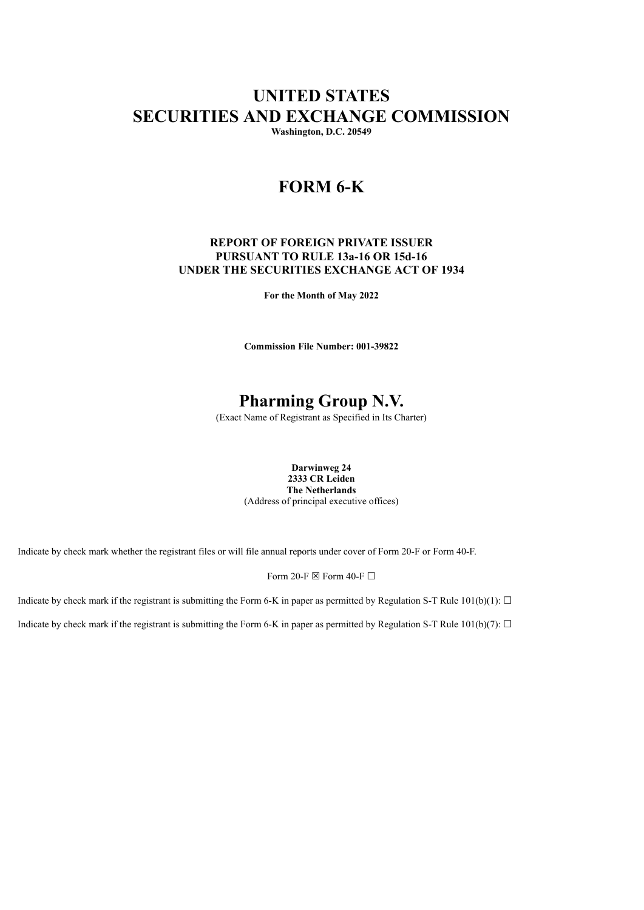# UNITED STATES
# SECURITIES AND EXCHANGE COMMISSION

**Washington, D.C. 20549**

# FORM 6-K

**REPORT OF FOREIGN PRIVATE ISSUER**
**PURSUANT TO RULE 13a-16 OR 15d-16**
**UNDER THE SECURITIES EXCHANGE ACT OF 1934**

**For the Month of May 2022**

**Commission File Number: 001-39822**

# Pharming Group N.V.

(Exact Name of Registrant as Specified in Its Charter)

**Darwinweg 24**
**2333 CR Leiden**
**The Netherlands**
(Address of principal executive offices)

Indicate by check mark whether the registrant files or will file annual reports under cover of Form 20-F or Form 40-F.

Form 20-F ☒ Form 40-F ☐

Indicate by check mark if the registrant is submitting the Form 6-K in paper as permitted by Regulation S-T Rule 101(b)(1): ☐

Indicate by check mark if the registrant is submitting the Form 6-K in paper as permitted by Regulation S-T Rule 101(b)(7): ☐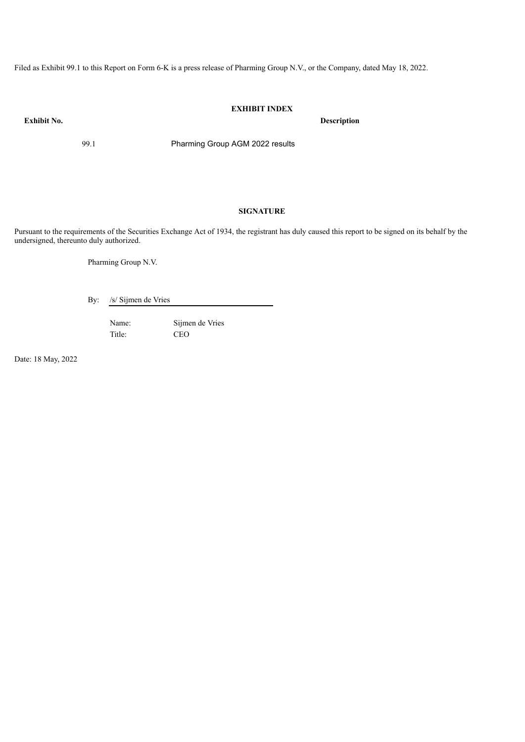Filed as Exhibit 99.1 to this Report on Form 6-K is a press release of Pharming Group N.V., or the Company, dated May 18, 2022.

**EXHIBIT INDEX**

| **Exhibit No.** | **Description** |
|---|---|
| 99.1 | Pharming Group AGM 2022 results |

**SIGNATURE**

Pursuant to the requirements of the Securities Exchange Act of 1934, the registrant has duly caused this report to be signed on its behalf by the undersigned, thereunto duly authorized.

Pharming Group N.V.

By: /s/ Sijmen de Vries

Name: Sijmen de Vries
Title: CEO

Date: 18 May, 2022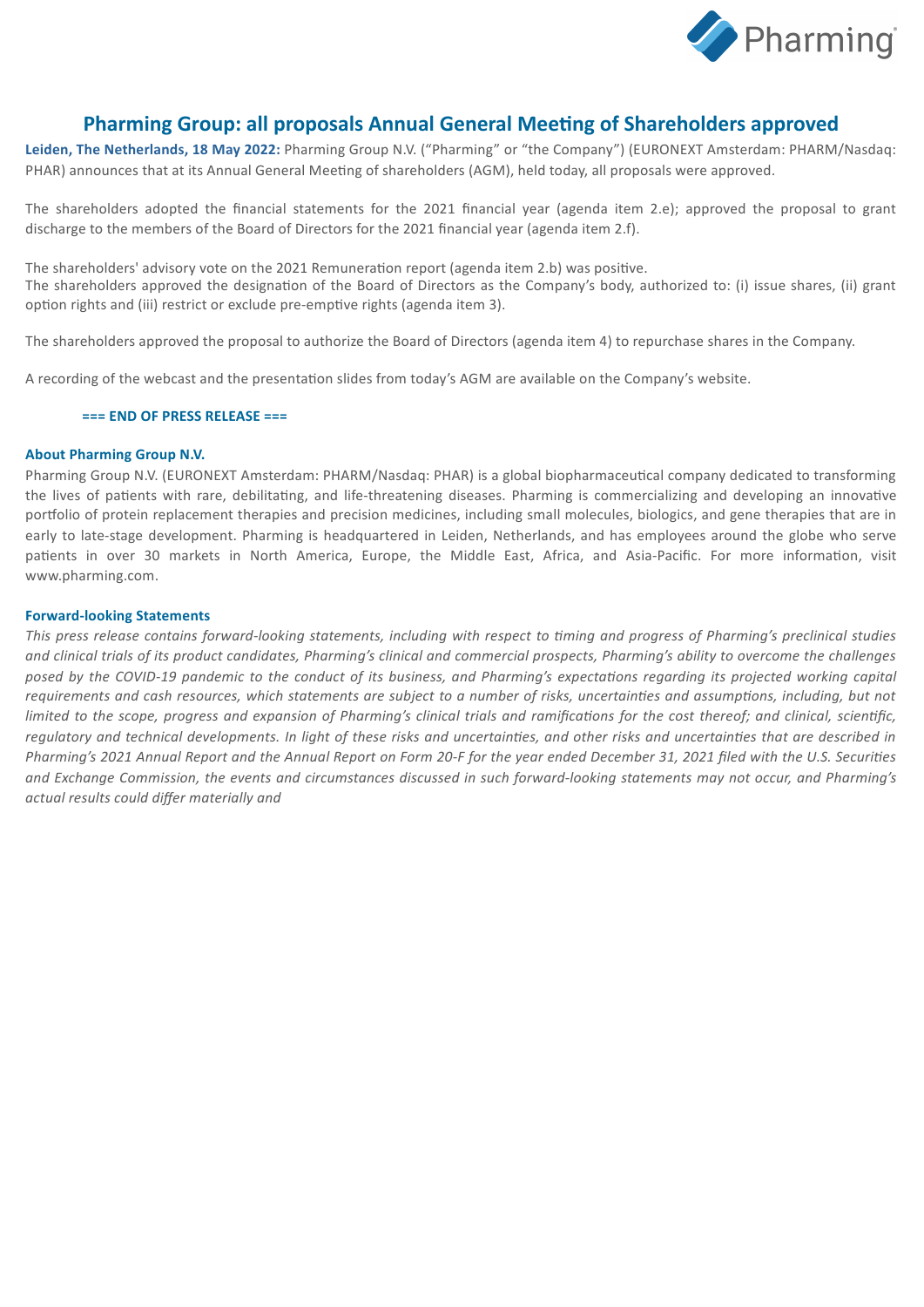# Pharming Group: all proposals Annual General Meeting of Shareholders approved

**Leiden, The Netherlands, 18 May 2022:** Pharming Group N.V. ("Pharming" or "the Company") (EURONEXT Amsterdam: PHARM/Nasdaq: PHAR) announces that at its Annual General Meeting of shareholders (AGM), held today, all proposals were approved.

The shareholders adopted the financial statements for the 2021 financial year (agenda item 2.e); approved the proposal to grant discharge to the members of the Board of Directors for the 2021 financial year (agenda item 2.f).

The shareholders' advisory vote on the 2021 Remuneration report (agenda item 2.b) was positive.
The shareholders approved the designation of the Board of Directors as the Company's body, authorized to: (i) issue shares, (ii) grant option rights and (iii) restrict or exclude pre-emptive rights (agenda item 3).

The shareholders approved the proposal to authorize the Board of Directors (agenda item 4) to repurchase shares in the Company.

A recording of the webcast and the presentation slides from today's AGM are available on the Company's website.

**=== END OF PRESS RELEASE ===**

**About Pharming Group N.V.**

Pharming Group N.V. (EURONEXT Amsterdam: PHARM/Nasdaq: PHAR) is a global biopharmaceutical company dedicated to transforming the lives of patients with rare, debilitating, and life-threatening diseases. Pharming is commercializing and developing an innovative portfolio of protein replacement therapies and precision medicines, including small molecules, biologics, and gene therapies that are in early to late-stage development. Pharming is headquartered in Leiden, Netherlands, and has employees around the globe who serve patients in over 30 markets in North America, Europe, the Middle East, Africa, and Asia-Pacific. For more information, visit www.pharming.com.

**Forward-looking Statements**

*This press release contains forward-looking statements, including with respect to timing and progress of Pharming's preclinical studies and clinical trials of its product candidates, Pharming's clinical and commercial prospects, Pharming's ability to overcome the challenges posed by the COVID-19 pandemic to the conduct of its business, and Pharming's expectations regarding its projected working capital requirements and cash resources, which statements are subject to a number of risks, uncertainties and assumptions, including, but not limited to the scope, progress and expansion of Pharming's clinical trials and ramifications for the cost thereof; and clinical, scientific, regulatory and technical developments. In light of these risks and uncertainties, and other risks and uncertainties that are described in Pharming's 2021 Annual Report and the Annual Report on Form 20-F for the year ended December 31, 2021 filed with the U.S. Securities and Exchange Commission, the events and circumstances discussed in such forward-looking statements may not occur, and Pharming's actual results could differ materially and*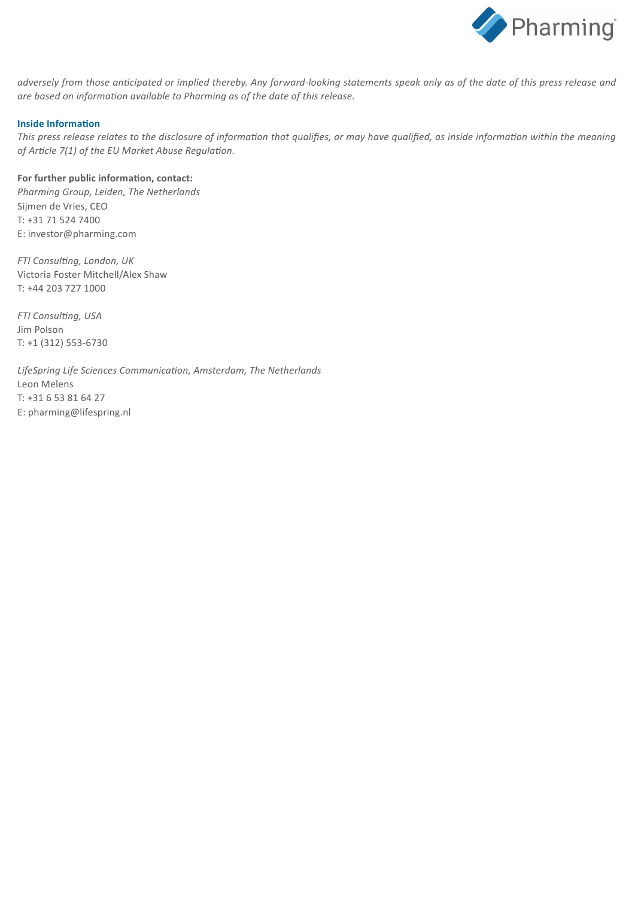*adversely from those anticipated or implied thereby. Any forward-looking statements speak only as of the date of this press release and are based on information available to Pharming as of the date of this release.*

**Inside Information**

*This press release relates to the disclosure of information that qualifies, or may have qualified, as inside information within the meaning of Article 7(1) of the EU Market Abuse Regulation.*

**For further public information, contact:**

*Pharming Group, Leiden, The Netherlands*
Sijmen de Vries, CEO
T: +31 71 524 7400
E: investor@pharming.com

*FTI Consulting, London, UK*
Victoria Foster Mitchell/Alex Shaw
T: +44 203 727 1000

*FTI Consulting, USA*
Jim Polson
T: +1 (312) 553-6730

*LifeSpring Life Sciences Communication, Amsterdam, The Netherlands*
Leon Melens
T: +31 6 53 81 64 27
E: pharming@lifespring.nl